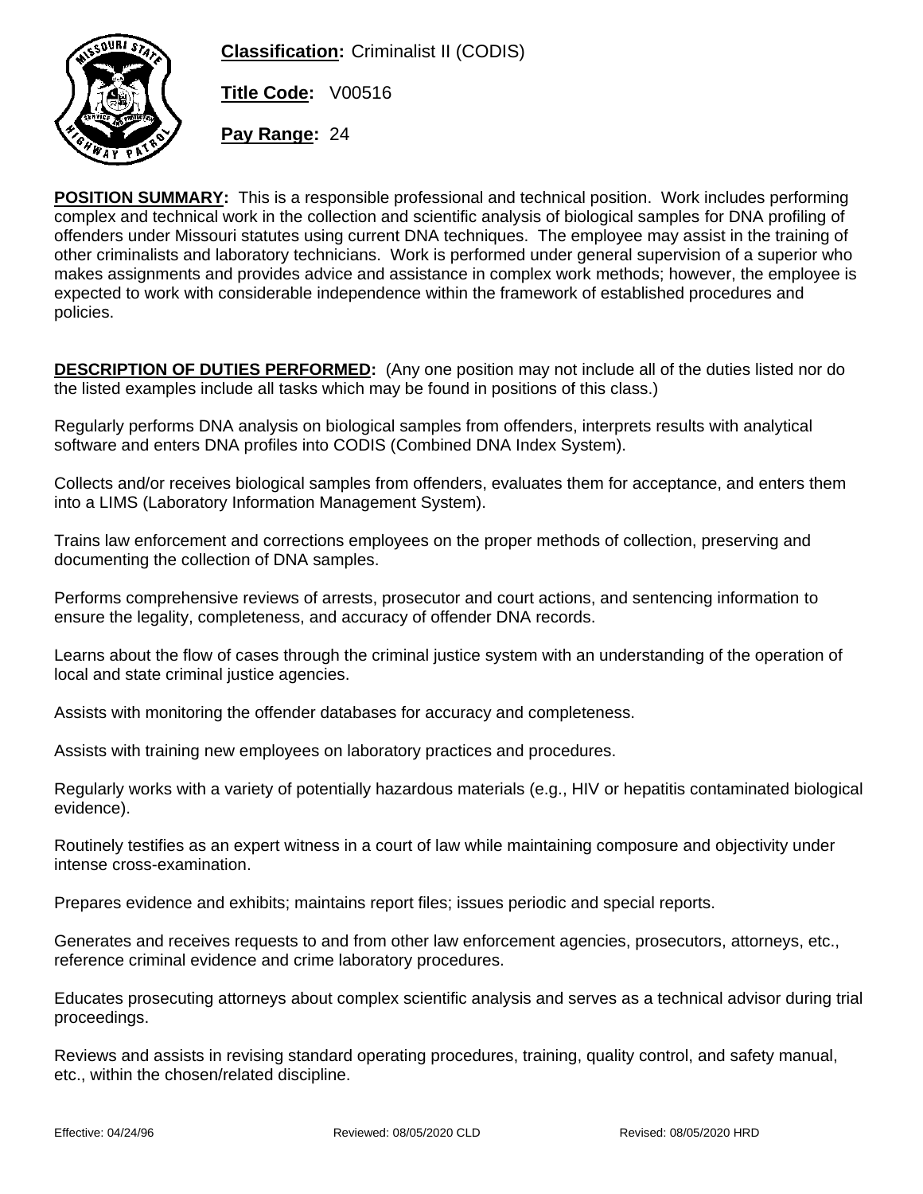**Classification:** Criminalist II (CODIS)

**Title Code:** V00516

**Pay Range:** 24

**POSITION SUMMARY:** This is a responsible professional and technical position. Work includes performing complex and technical work in the collection and scientific analysis of biological samples for DNA profiling of offenders under Missouri statutes using current DNA techniques. The employee may assist in the training of other criminalists and laboratory technicians. Work is performed under general supervision of a superior who makes assignments and provides advice and assistance in complex work methods; however, the employee is expected to work with considerable independence within the framework of established procedures and policies.

**DESCRIPTION OF DUTIES PERFORMED:** (Any one position may not include all of the duties listed nor do the listed examples include all tasks which may be found in positions of this class.)

Regularly performs DNA analysis on biological samples from offenders, interprets results with analytical software and enters DNA profiles into CODIS (Combined DNA Index System).

Collects and/or receives biological samples from offenders, evaluates them for acceptance, and enters them into a LIMS (Laboratory Information Management System).

Trains law enforcement and corrections employees on the proper methods of collection, preserving and documenting the collection of DNA samples.

Performs comprehensive reviews of arrests, prosecutor and court actions, and sentencing information to ensure the legality, completeness, and accuracy of offender DNA records.

Learns about the flow of cases through the criminal justice system with an understanding of the operation of local and state criminal justice agencies.

Assists with monitoring the offender databases for accuracy and completeness.

Assists with training new employees on laboratory practices and procedures.

Regularly works with a variety of potentially hazardous materials (e.g., HIV or hepatitis contaminated biological evidence).

Routinely testifies as an expert witness in a court of law while maintaining composure and objectivity under intense cross-examination.

Prepares evidence and exhibits; maintains report files; issues periodic and special reports.

Generates and receives requests to and from other law enforcement agencies, prosecutors, attorneys, etc., reference criminal evidence and crime laboratory procedures.

Educates prosecuting attorneys about complex scientific analysis and serves as a technical advisor during trial proceedings.

Reviews and assists in revising standard operating procedures, training, quality control, and safety manual, etc., within the chosen/related discipline.

Effective: 04/24/96 Reviewed: 08/05/2020 CLD Revised: 08/05/2020 HRD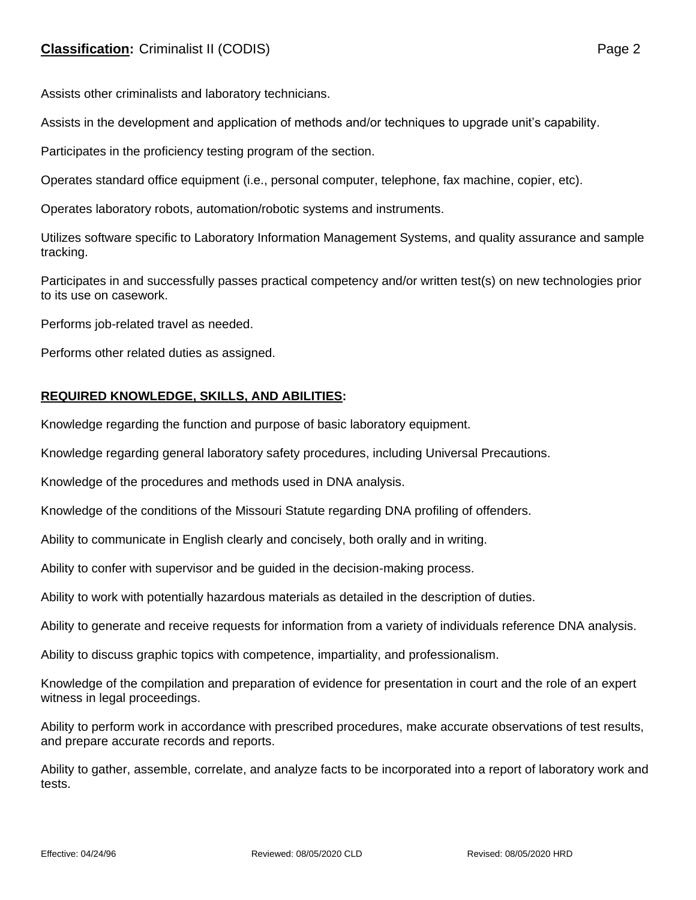Assists other criminalists and laboratory technicians.

Assists in the development and application of methods and/or techniques to upgrade unit's capability.

Participates in the proficiency testing program of the section.

Operates standard office equipment (i.e., personal computer, telephone, fax machine, copier, etc).

Operates laboratory robots, automation/robotic systems and instruments.

Utilizes software specific to Laboratory Information Management Systems, and quality assurance and sample tracking.

Participates in and successfully passes practical competency and/or written test(s) on new technologies prior to its use on casework.

Performs job-related travel as needed.

Performs other related duties as assigned.

**REQUIRED KNOWLEDGE, SKILLS, AND ABILITIES:**

Knowledge regarding the function and purpose of basic laboratory equipment.

Knowledge regarding general laboratory safety procedures, including Universal Precautions.

Knowledge of the procedures and methods used in DNA analysis.

Knowledge of the conditions of the Missouri Statute regarding DNA profiling of offenders.

Ability to communicate in English clearly and concisely, both orally and in writing.

Ability to confer with supervisor and be guided in the decision-making process.

Ability to work with potentially hazardous materials as detailed in the description of duties.

Ability to generate and receive requests for information from a variety of individuals reference DNA analysis.

Ability to discuss graphic topics with competence, impartiality, and professionalism.

Knowledge of the compilation and preparation of evidence for presentation in court and the role of an expert witness in legal proceedings.

Ability to perform work in accordance with prescribed procedures, make accurate observations of test results, and prepare accurate records and reports.

Ability to gather, assemble, correlate, and analyze facts to be incorporated into a report of laboratory work and tests.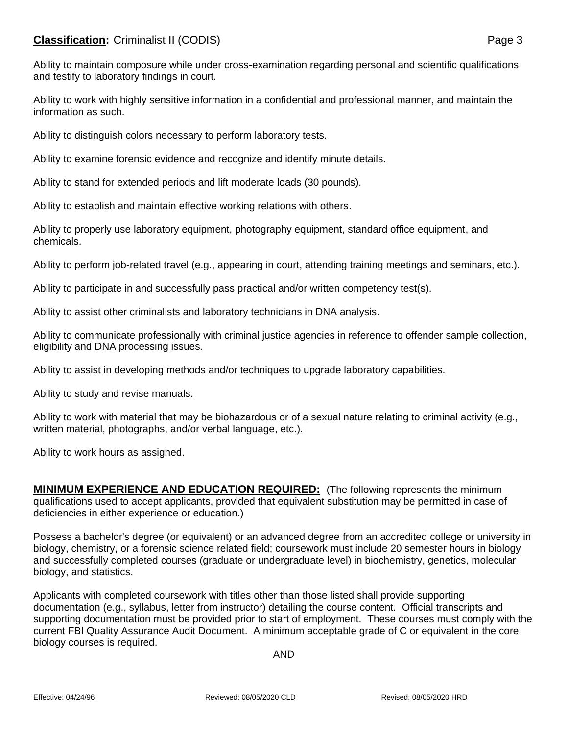Ability to maintain composure while under cross-examination regarding personal and scientific qualifications and testify to laboratory findings in court.

Ability to work with highly sensitive information in a confidential and professional manner, and maintain the information as such.

Ability to distinguish colors necessary to perform laboratory tests.

Ability to examine forensic evidence and recognize and identify minute details.

Ability to stand for extended periods and lift moderate loads (30 pounds).

Ability to establish and maintain effective working relations with others.

Ability to properly use laboratory equipment, photography equipment, standard office equipment, and chemicals.

Ability to perform job-related travel (e.g., appearing in court, attending training meetings and seminars, etc.).

Ability to participate in and successfully pass practical and/or written competency test(s).

Ability to assist other criminalists and laboratory technicians in DNA analysis.

Ability to communicate professionally with criminal justice agencies in reference to offender sample collection, eligibility and DNA processing issues.

Ability to assist in developing methods and/or techniques to upgrade laboratory capabilities.

Ability to study and revise manuals.

Ability to work with material that may be biohazardous or of a sexual nature relating to criminal activity (e.g., written material, photographs, and/or verbal language, etc.).

Ability to work hours as assigned.

**MINIMUM EXPERIENCE AND EDUCATION REQUIRED:** (The following represents the minimum qualifications used to accept applicants, provided that equivalent substitution may be permitted in case of deficiencies in either experience or education.)

Possess a bachelor's degree (or equivalent) or an advanced degree from an accredited college or university in biology, chemistry, or a forensic science related field; coursework must include 20 semester hours in biology and successfully completed courses (graduate or undergraduate level) in biochemistry, genetics, molecular biology, and statistics.

Applicants with completed coursework with titles other than those listed shall provide supporting documentation (e.g., syllabus, letter from instructor) detailing the course content. Official transcripts and supporting documentation must be provided prior to start of employment. These courses must comply with the current FBI Quality Assurance Audit Document. A minimum acceptable grade of C or equivalent in the core biology courses is required.

AND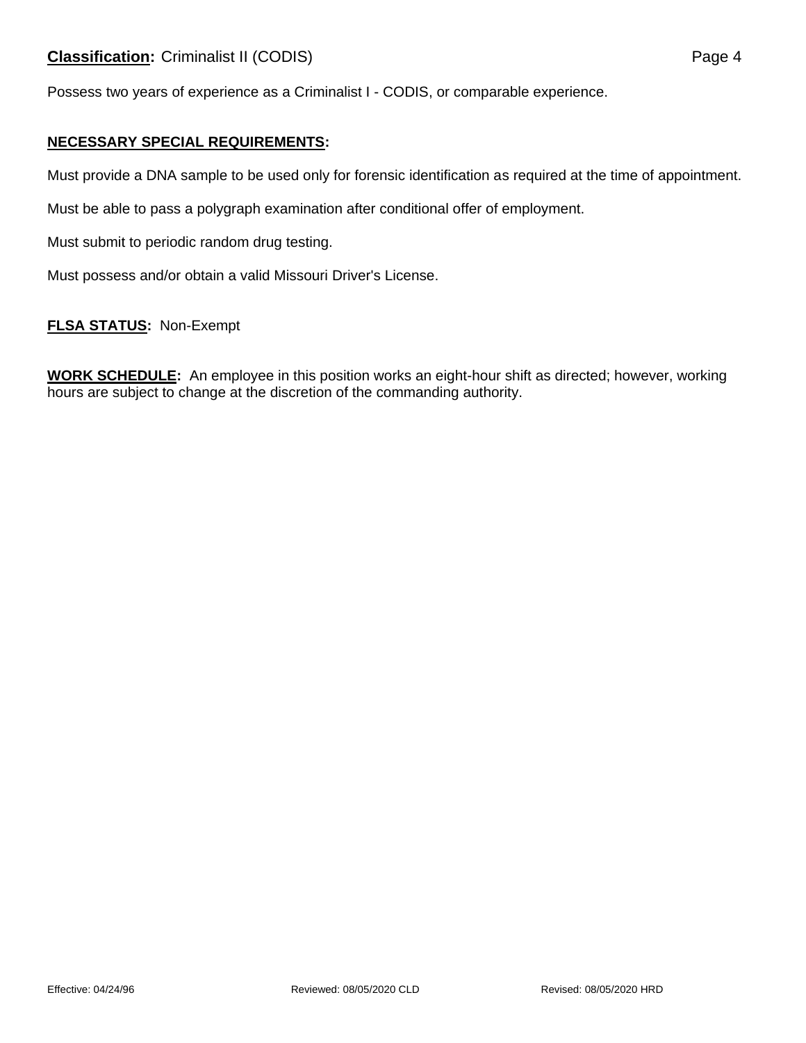Possess two years of experience as a Criminalist I - CODIS, or comparable experience.

**NECESSARY SPECIAL REQUIREMENTS:**

Must provide a DNA sample to be used only for forensic identification as required at the time of appointment.

Must be able to pass a polygraph examination after conditional offer of employment.

Must submit to periodic random drug testing.

Must possess and/or obtain a valid Missouri Driver's License.

**FLSA STATUS:** Non-Exempt

**WORK SCHEDULE:** An employee in this position works an eight-hour shift as directed; however, working hours are subject to change at the discretion of the commanding authority.